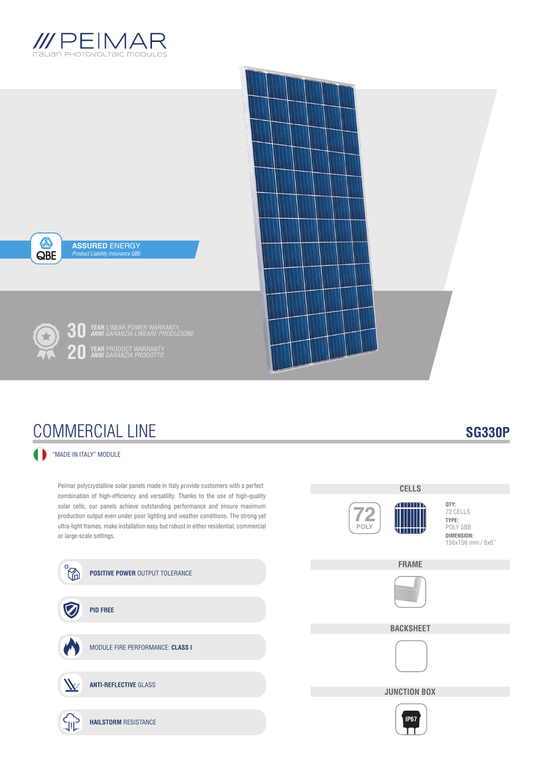# /// PEIMAR

Italian PHOTOVOLTAIC MODULES

**ASSURED** ENERGY
*Product Liability Insurance QBE*

**30** **YEAR** LINEAR POWER WARRANTY
***ANNI*** *GARANZIA LINEARE PRODUZIONE*

**20** **YEAR** PRODUCT WARRANTY
***ANNI*** *GARANZIA PRODOTTO*

## COMMERCIAL LINE

## SG330P

"MADE IN ITALY" MODULE

Peimar polycrystalline solar panels made in Italy provide customers with a perfect combination of high-efficiency and versatility. Thanks to the use of high-quality solar cells, our panels achieve outstanding performance and ensure maximum production output even under poor lighting and weather conditions. The strong yet ultra-light frames, make installation easy but robust in either residential, commercial or large-scale settings.

- **POSITIVE POWER** OUTPUT TOLERANCE
- **PID FREE**
- MODULE FIRE PERFORMANCE: **CLASS I**
- **ANTI-REFLECTIVE** GLASS
- **HAILSTORM** RESISTANCE

### CELLS

72 POLY

**QTY:**
72 CELLS
**TYPE:**
POLY 5BB
**DIMENSION:**
156x156 mm / 6x6"

### FRAME

### BACKSHEET

### JUNCTION BOX

IP67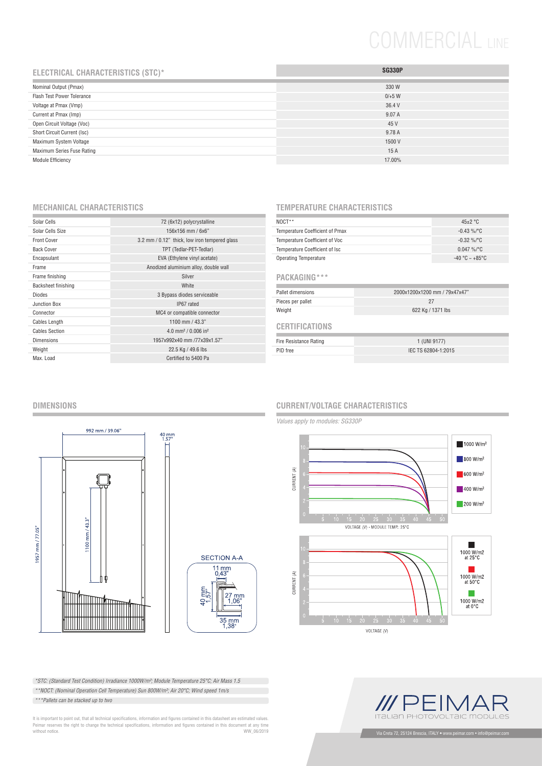# COMMERCIAL LINE

## ELECTRICAL CHARACTERISTICS (STC)*

| | SG330P |
|---|---|
| Nominal Output (Pmax) | 330 W |
| Flash Test Power Tolerance | 0/+5 W |
| Voltage at Pmax (Vmp) | 36.4 V |
| Current at Pmax (Imp) | 9.07 A |
| Open Circuit Voltage (Voc) | 45 V |
| Short Circuit Current (Isc) | 9.78 A |
| Maximum System Voltage | 1500 V |
| Maximum Series Fuse Rating | 15 A |
| Module Efficiency | 17.00% |

## MECHANICAL CHARACTERISTICS

| | |
|---|---|
| Solar Cells | 72 (6x12) polycrystalline |
| Solar Cells Size | 156x156 mm / 6x6" |
| Front Cover | 3.2 mm / 0.12" thick, low iron tempered glass |
| Back Cover | TPT (Tedlar-PET-Tedlar) |
| Encapsulant | EVA (Ethylene vinyl acetate) |
| Frame | Anodized aluminium alloy, double wall |
| Frame finishing | Silver |
| Backsheet finishing | White |
| Diodes | 3 Bypass diodes serviceable |
| Junction Box | IP67 rated |
| Connector | MC4 or compatible connector |
| Cables Length | 1100 mm / 43.3" |
| Cables Section | 4.0 mm² / 0.006 in² |
| Dimensions | 1957x992x40 mm /77x39x1.57" |
| Weight | 22.5 Kg / 49.6 lbs |
| Max. Load | Certified to 5400 Pa |

## TEMPERATURE CHARACTERISTICS

| | |
|---|---|
| NOCT** | 45±2 °C |
| Temperature Coefficient of Pmax | -0.43 %/°C |
| Temperature Coefficient of Voc | -0.32 %/°C |
| Temperature Coefficient of Isc | 0.047 %/°C |
| Operating Temperature | -40 °C ~ +85°C |

## PACKAGING***

| | |
|---|---|
| Pallet dimensions | 2000x1200x1200 mm / 79x47x47" |
| Pieces per pallet | 27 |
| Weight | 622 Kg / 1371 lbs |

## CERTIFICATIONS

| | |
|---|---|
| Fire Resistance Rating | 1 (UNI 9177) |
| PID free | IEC TS 62804-1:2015 |

## DIMENSIONS

992 mm / 39.06"
40 mm 1.57"
1957 mm / 77.05"
1100 mm / 43.3"
SECTION A-A
11 mm 0,43"
40 mm 1,57"
27 mm 1,06"
35 mm 1,38"

## CURRENT/VOLTAGE CHARACTERISTICS

*Values apply to modules: SG330P*

CURRENT (A)
VOLTAGE (V) - MODULE TEMP.: 25°C
1000 W/m²
800 W/m²
600 W/m²
400 W/m²
200 W/m²

CURRENT (A)
VOLTAGE (V)
1000 W/m2 at 25°C
1000 W/m2 at 50°C
1000 W/m2 at 0°C

*\*STC: (Standard Test Condition) Irradiance 1000W/m²; Module Temperature 25°C; Air Mass 1.5*

*\*\*NOCT: (Nominal Operation Cell Temperature) Sun 800W/m²; Air 20°C; Wind speed 1m/s*

*\*\*\*Pallets can be stacked up to two*

It is important to point out, that all technical specifications, information and figures contained in this datasheet are estimated values. Peimar reserves the right to change the technical specifications, information and figures contained in this document at any time without notice. WW_06/2019

/// PEIMAR
Italian photovoltaic modules

Via Creta 72, 25124 Brescia, ITALY • www.peimar.com • info@peimar.com